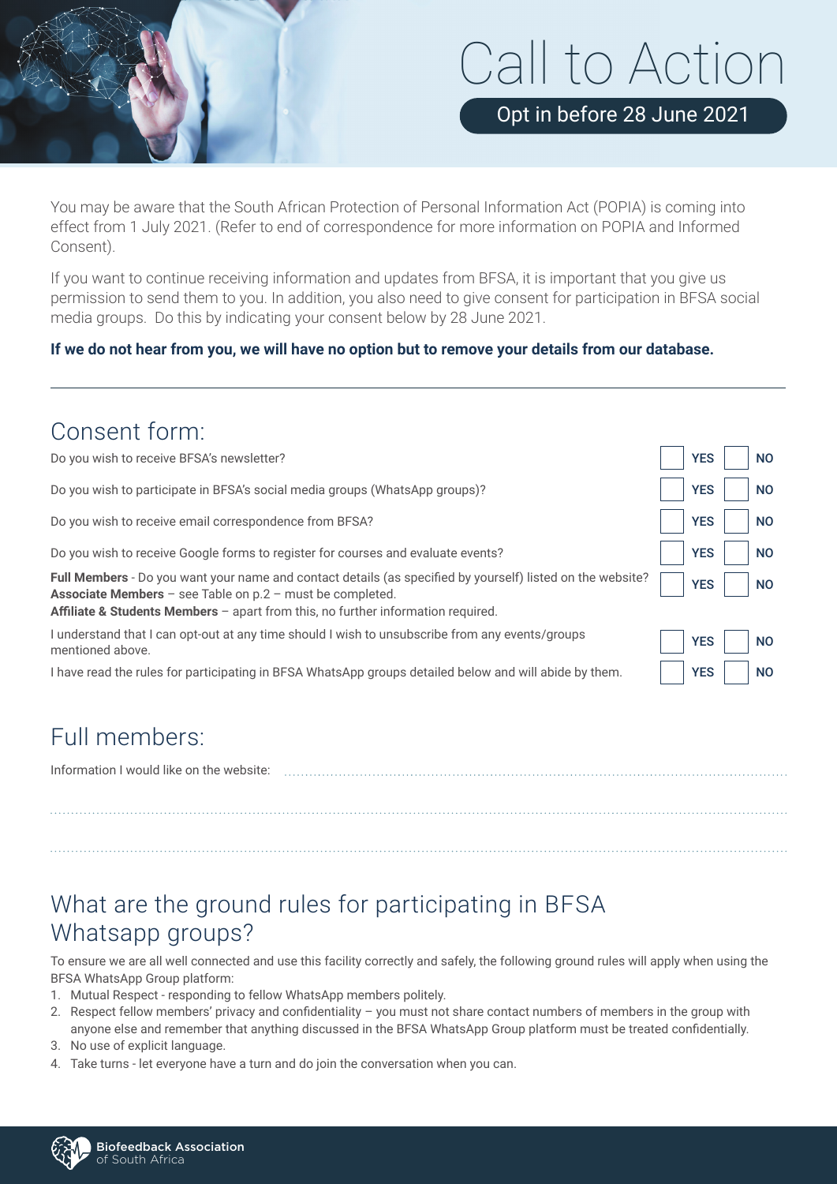# Call to Action

**Opt in before 28 June 2021**

You may be aware that the South African Protection of Personal Information Act (POPIA) is coming into effect from 1 July 2021. (Refer to end of correspondence for more information on POPIA and Informed Consent).

If you want to continue receiving information and updates from BFSA, it is important that you give us permission to send them to you. In addition, you also need to give consent for participation in BFSA social media groups. Do this by indicating your consent below by 28 June 2021.

**If we do not hear from you, we will have no option but to remove your details from our database.**

---

## Consent form:

| Question | YES | NO |
|---|---|---|
| Do you wish to receive BFSA's newsletter? | ☐ YES | ☐ NO |
| Do you wish to participate in BFSA's social media groups (WhatsApp groups)? | ☐ YES | ☐ NO |
| Do you wish to receive email correspondence from BFSA? | ☐ YES | ☐ NO |
| Do you wish to receive Google forms to register for courses and evaluate events? | ☐ YES | ☐ NO |
| **Full Members** - Do you want your name and contact details (as specified by yourself) listed on the website?<br>**Associate Members** – see Table on p.2 – must be completed.<br>**Affiliate & Students Members** – apart from this, no further information required. | ☐ YES | ☐ NO |
| I understand that I can opt-out at any time should I wish to unsubscribe from any events/groups mentioned above. | ☐ YES | ☐ NO |
| I have read the rules for participating in BFSA WhatsApp groups detailed below and will abide by them. | ☐ YES | ☐ NO |

## Full members:

Information I would like on the website: ..............................................................................................................

..............................................................................................................

..............................................................................................................

## What are the ground rules for participating in BFSA Whatsapp groups?

To ensure we are all well connected and use this facility correctly and safely, the following ground rules will apply when using the BFSA WhatsApp Group platform:

1. Mutual Respect - responding to fellow WhatsApp members politely.
2. Respect fellow members' privacy and confidentiality – you must not share contact numbers of members in the group with anyone else and remember that anything discussed in the BFSA WhatsApp Group platform must be treated confidentially.
3. No use of explicit language.
4. Take turns - let everyone have a turn and do join the conversation when you can.

Biofeedback Association of South Africa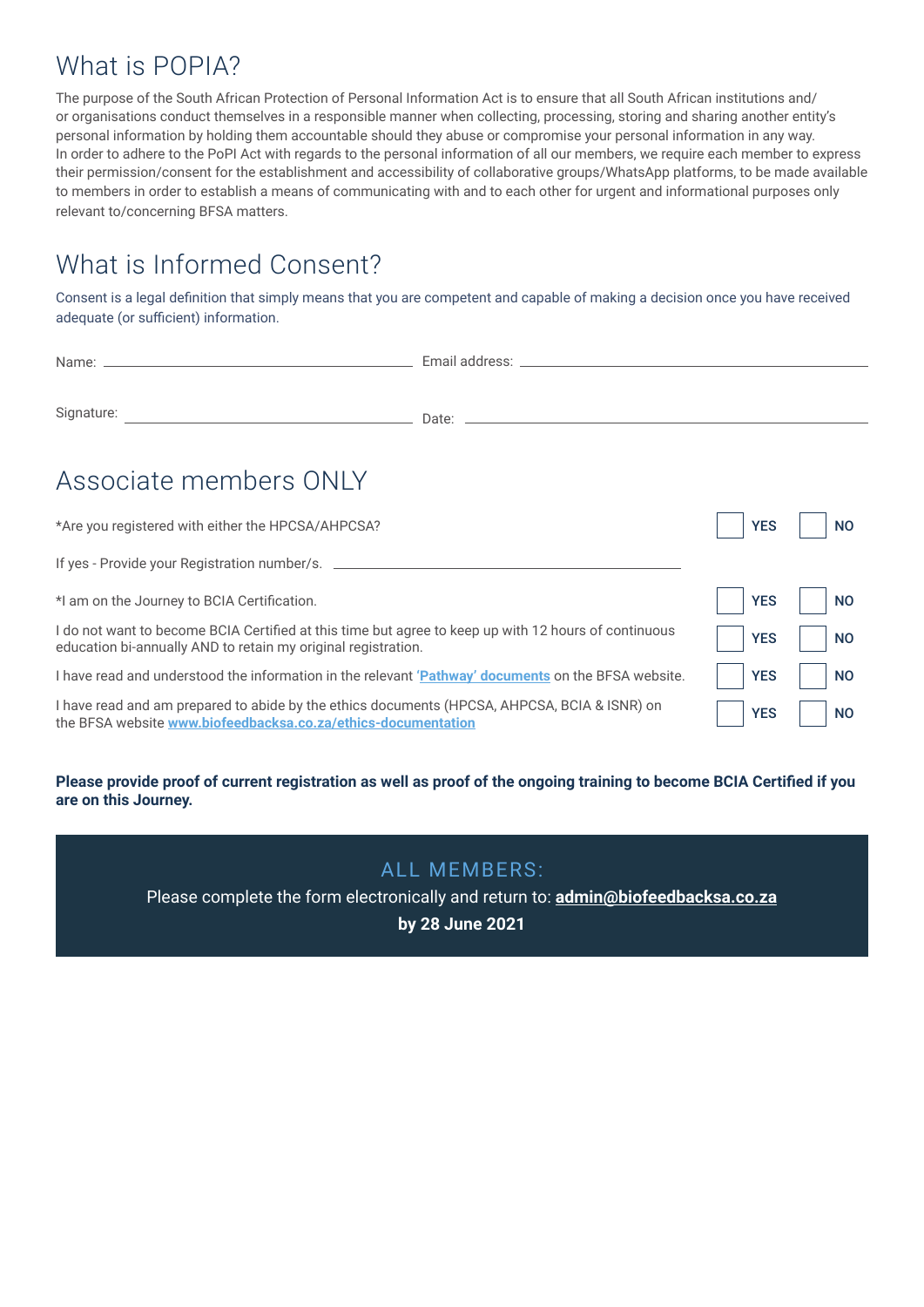## What is POPIA?

The purpose of the South African Protection of Personal Information Act is to ensure that all South African institutions and/or organisations conduct themselves in a responsible manner when collecting, processing, storing and sharing another entity's personal information by holding them accountable should they abuse or compromise your personal information in any way.
In order to adhere to the PoPI Act with regards to the personal information of all our members, we require each member to express their permission/consent for the establishment and accessibility of collaborative groups/WhatsApp platforms, to be made available to members in order to establish a means of communicating with and to each other for urgent and informational purposes only relevant to/concerning BFSA matters.

## What is Informed Consent?

Consent is a legal definition that simply means that you are competent and capable of making a decision once you have received adequate (or sufficient) information.

Name: ______________________ Email address: ______________________

Signature: ______________________ Date: ______________________

## Associate members ONLY

| | | |
|---|---|---|
| *Are you registered with either the HPCSA/AHPCSA? | ☐ YES | ☐ NO |
| If yes - Provide your Registration number/s. ______________________ | | |
| *I am on the Journey to BCIA Certification. | ☐ YES | ☐ NO |
| I do not want to become BCIA Certified at this time but agree to keep up with 12 hours of continuous education bi-annually AND to retain my original registration. | ☐ YES | ☐ NO |
| I have read and understood the information in the relevant **'Pathway' documents** on the BFSA website. | ☐ YES | ☐ NO |
| I have read and am prepared to abide by the ethics documents (HPCSA, AHPCSA, BCIA & ISNR) on the BFSA website **www.biofeedbacksa.co.za/ethics-documentation** | ☐ YES | ☐ NO |

**Please provide proof of current registration as well as proof of the ongoing training to become BCIA Certified if you are on this Journey.**

### ALL MEMBERS:

Please complete the form electronically and return to: **admin@biofeedbacksa.co.za**

**by 28 June 2021**